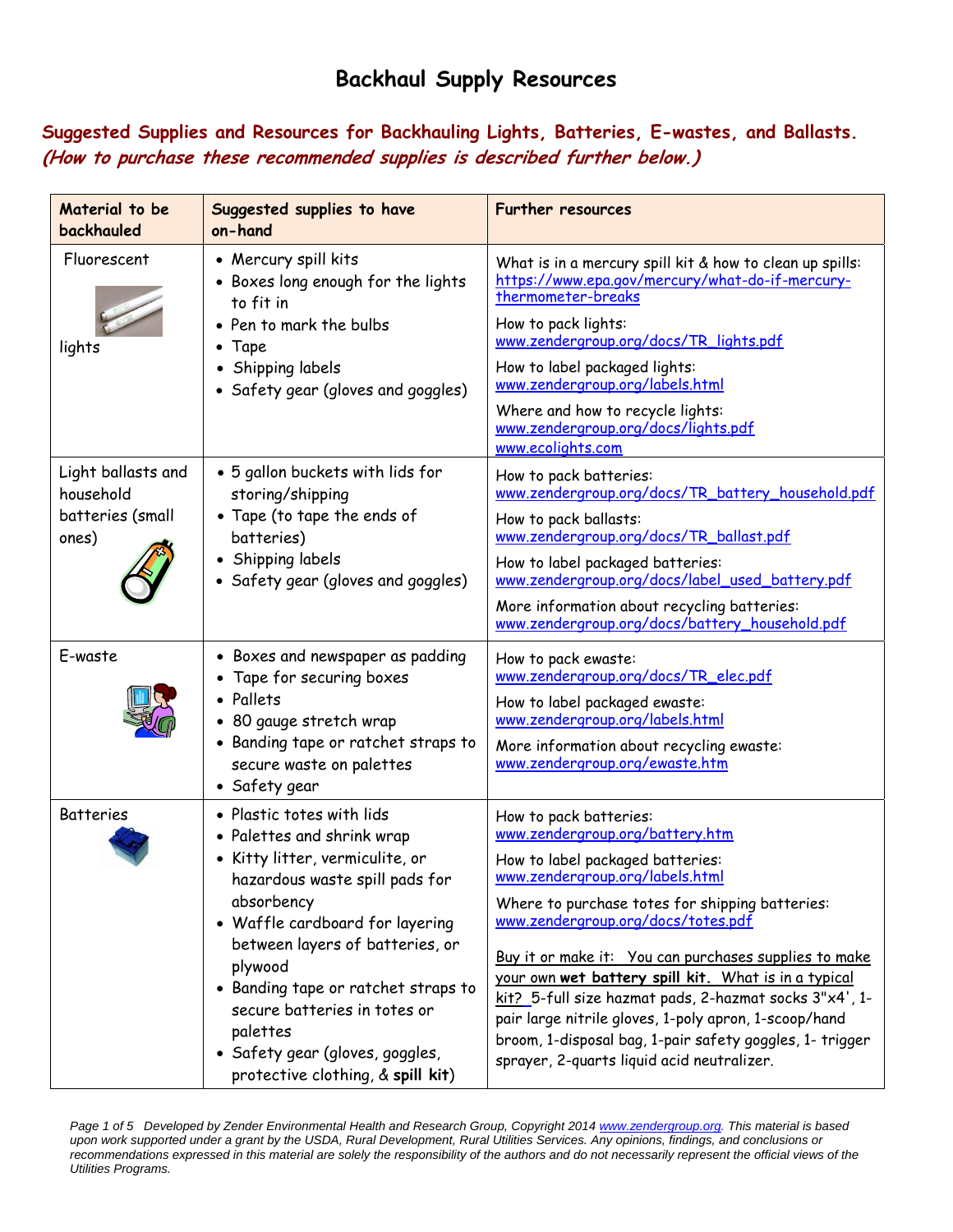# Backhaul Supply Resources

## Suggested Supplies and Resources for Backhauling Lights, Batteries, E-wastes, and Ballasts. *(How to purchase these recommended supplies is described further below.)*

| Material to be backhauled | Suggested supplies to have on-hand | Further resources |
|---|---|---|
| Fluorescent lights | • Mercury spill kits<br>• Boxes long enough for the lights to fit in<br>• Pen to mark the bulbs<br>• Tape<br>• Shipping labels<br>• Safety gear (gloves and goggles) | What is in a mercury spill kit & how to clean up spills: https://www.epa.gov/mercury/what-do-if-mercury-thermometer-breaks<br>How to pack lights: www.zendergroup.org/docs/TR_lights.pdf<br>How to label packaged lights: www.zendergroup.org/labels.html<br>Where and how to recycle lights: www.zendergroup.org/docs/lights.pdf www.ecolights.com |
| Light ballasts and household batteries (small ones) | • 5 gallon buckets with lids for storing/shipping<br>• Tape (to tape the ends of batteries)<br>• Shipping labels<br>• Safety gear (gloves and goggles) | How to pack batteries: www.zendergroup.org/docs/TR_battery_household.pdf<br>How to pack ballasts: www.zendergroup.org/docs/TR_ballast.pdf<br>How to label packaged batteries: www.zendergroup.org/docs/label_used_battery.pdf<br>More information about recycling batteries: www.zendergroup.org/docs/battery_household.pdf |
| E-waste | • Boxes and newspaper as padding<br>• Tape for securing boxes<br>• Pallets<br>• 80 gauge stretch wrap<br>• Banding tape or ratchet straps to secure waste on palettes<br>• Safety gear | How to pack ewaste: www.zendergroup.org/docs/TR_elec.pdf<br>How to label packaged ewaste: www.zendergroup.org/labels.html<br>More information about recycling ewaste: www.zendergroup.org/ewaste.htm |
| Batteries | • Plastic totes with lids<br>• Palettes and shrink wrap<br>• Kitty litter, vermiculite, or hazardous waste spill pads for absorbency<br>• Waffle cardboard for layering between layers of batteries, or plywood<br>• Banding tape or ratchet straps to secure batteries in totes or palettes<br>• Safety gear (gloves, goggles, protective clothing, & **spill kit**) | How to pack batteries: www.zendergroup.org/battery.htm<br>How to label packaged batteries: www.zendergroup.org/labels.html<br>Where to purchase totes for shipping batteries: www.zendergroup.org/docs/totes.pdf<br>Buy it or make it: You can purchases supplies to make your own **wet battery spill kit.** What is in a typical kit? 5-full size hazmat pads, 2-hazmat socks 3"x4', 1-pair large nitrile gloves, 1-poly apron, 1-scoop/hand broom, 1-disposal bag, 1-pair safety goggles, 1- trigger sprayer, 2-quarts liquid acid neutralizer. |

*Developed by Zender Environmental Health and Research Group, Copyright 2014 www.zendergroup.org. This material is based upon work supported under a grant by the USDA, Rural Development, Rural Utilities Services. Any opinions, findings, and conclusions or recommendations expressed in this material are solely the responsibility of the authors and do not necessarily represent the official views of the Utilities Programs.*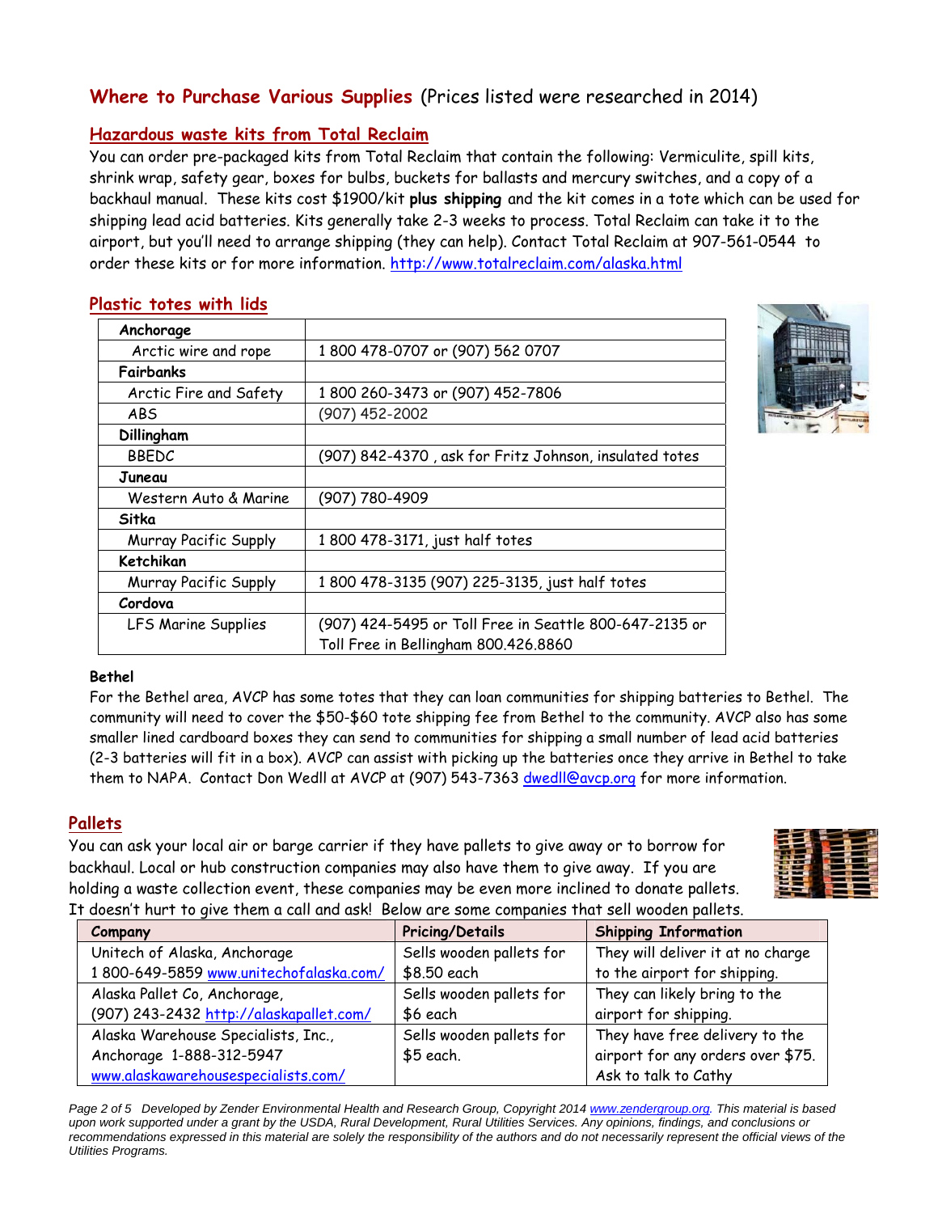## **Where to Purchase Various Supplies** (Prices listed were researched in 2014)

### Hazardous waste kits from Total Reclaim

You can order pre-packaged kits from Total Reclaim that contain the following: Vermiculite, spill kits, shrink wrap, safety gear, boxes for bulbs, buckets for ballasts and mercury switches, and a copy of a backhaul manual. These kits cost $1900/kit **plus shipping** and the kit comes in a tote which can be used for shipping lead acid batteries. Kits generally take 2-3 weeks to process. Total Reclaim can take it to the airport, but you'll need to arrange shipping (they can help). Contact Total Reclaim at 907-561-0544 to order these kits or for more information. http://www.totalreclaim.com/alaska.html

### Plastic totes with lids

| | |
|---|---|
| **Anchorage** | |
| Arctic wire and rope | 1 800 478-0707 or (907) 562 0707 |
| **Fairbanks** | |
| Arctic Fire and Safety | 1 800 260-3473 or (907) 452-7806 |
| ABS | (907) 452-2002 |
| **Dillingham** | |
| BBEDC | (907) 842-4370 , ask for Fritz Johnson, insulated totes |
| **Juneau** | |
| Western Auto & Marine | (907) 780-4909 |
| **Sitka** | |
| Murray Pacific Supply | 1 800 478-3171, just half totes |
| **Ketchikan** | |
| Murray Pacific Supply | 1 800 478-3135 (907) 225-3135, just half totes |
| **Cordova** | |
| LFS Marine Supplies | (907) 424-5495 or Toll Free in Seattle 800-647-2135 or Toll Free in Bellingham 800.426.8860 |

**Bethel**

For the Bethel area, AVCP has some totes that they can loan communities for shipping batteries to Bethel. The community will need to cover the $50-$60 tote shipping fee from Bethel to the community. AVCP also has some smaller lined cardboard boxes they can send to communities for shipping a small number of lead acid batteries (2-3 batteries will fit in a box). AVCP can assist with picking up the batteries once they arrive in Bethel to take them to NAPA. Contact Don Wedll at AVCP at (907) 543-7363 dwedll@avcp.org for more information.

### Pallets

You can ask your local air or barge carrier if they have pallets to give away or to borrow for backhaul. Local or hub construction companies may also have them to give away. If you are holding a waste collection event, these companies may be even more inclined to donate pallets. It doesn't hurt to give them a call and ask! Below are some companies that sell wooden pallets.

| Company | Pricing/Details | Shipping Information |
|---|---|---|
| Unitech of Alaska, Anchorage 1 800-649-5859 www.unitechofalaska.com/ | Sells wooden pallets for $8.50 each | They will deliver it at no charge to the airport for shipping. |
| Alaska Pallet Co, Anchorage, (907) 243-2432 http://alaskapallet.com/ | Sells wooden pallets for $6 each | They can likely bring to the airport for shipping. |
| Alaska Warehouse Specialists, Inc., Anchorage 1-888-312-5947 www.alaskawarehousespecialists.com/ | Sells wooden pallets for $5 each. | They have free delivery to the airport for any orders over $75. Ask to talk to Cathy |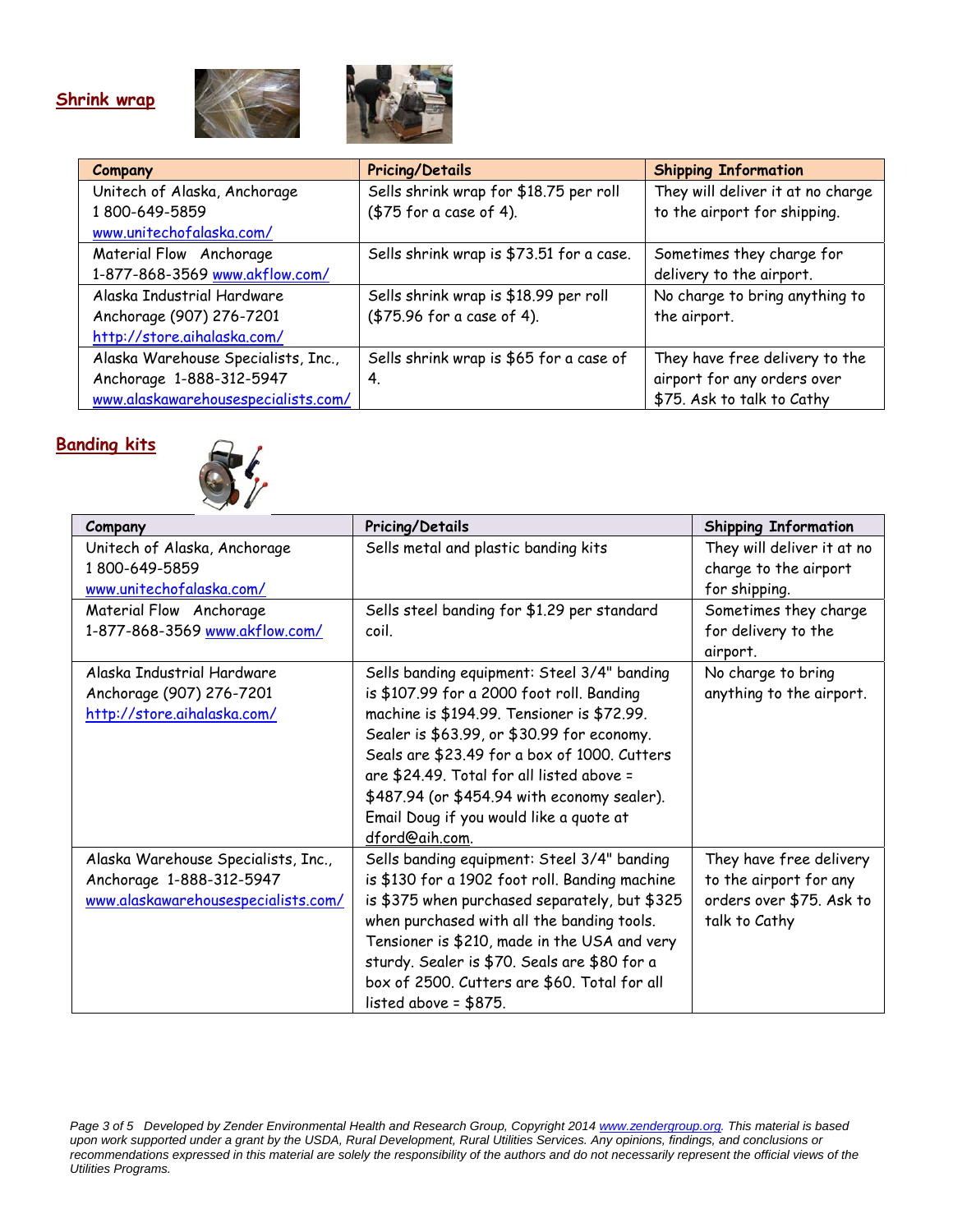## Shrink wrap

| Company | Pricing/Details | Shipping Information |
|---|---|---|
| Unitech of Alaska, Anchorage 1 800-649-5859 www.unitechofalaska.com/ | Sells shrink wrap for $18.75 per roll ($75 for a case of 4). | They will deliver it at no charge to the airport for shipping. |
| Material Flow Anchorage 1-877-868-3569 www.akflow.com/ | Sells shrink wrap is $73.51 for a case. | Sometimes they charge for delivery to the airport. |
| Alaska Industrial Hardware Anchorage (907) 276-7201 http://store.aihalaska.com/ | Sells shrink wrap is $18.99 per roll ($75.96 for a case of 4). | No charge to bring anything to the airport. |
| Alaska Warehouse Specialists, Inc., Anchorage 1-888-312-5947 www.alaskawarehousespecialists.com/ | Sells shrink wrap is $65 for a case of 4. | They have free delivery to the airport for any orders over $75. Ask to talk to Cathy |

## Banding kits

| Company | Pricing/Details | Shipping Information |
|---|---|---|
| Unitech of Alaska, Anchorage 1 800-649-5859 www.unitechofalaska.com/ | Sells metal and plastic banding kits | They will deliver it at no charge to the airport for shipping. |
| Material Flow Anchorage 1-877-868-3569 www.akflow.com/ | Sells steel banding for $1.29 per standard coil. | Sometimes they charge for delivery to the airport. |
| Alaska Industrial Hardware Anchorage (907) 276-7201 http://store.aihalaska.com/ | Sells banding equipment: Steel 3/4" banding is $107.99 for a 2000 foot roll. Banding machine is $194.99. Tensioner is $72.99. Sealer is $63.99, or $30.99 for economy. Seals are $23.49 for a box of 1000. Cutters are $24.49. Total for all listed above = $487.94 (or $454.94 with economy sealer). Email Doug if you would like a quote at dford@aih.com. | No charge to bring anything to the airport. |
| Alaska Warehouse Specialists, Inc., Anchorage 1-888-312-5947 www.alaskawarehousespecialists.com/ | Sells banding equipment: Steel 3/4" banding is $130 for a 1902 foot roll. Banding machine is $375 when purchased separately, but $325 when purchased with all the banding tools. Tensioner is $210, made in the USA and very sturdy. Sealer is $70. Seals are $80 for a box of 2500. Cutters are $60. Total for all listed above = $875. | They have free delivery to the airport for any orders over $75. Ask to talk to Cathy |

*Developed by Zender Environmental Health and Research Group, Copyright 2014 www.zendergroup.org. This material is based upon work supported under a grant by the USDA, Rural Development, Rural Utilities Services. Any opinions, findings, and conclusions or recommendations expressed in this material are solely the responsibility of the authors and do not necessarily represent the official views of the Utilities Programs.*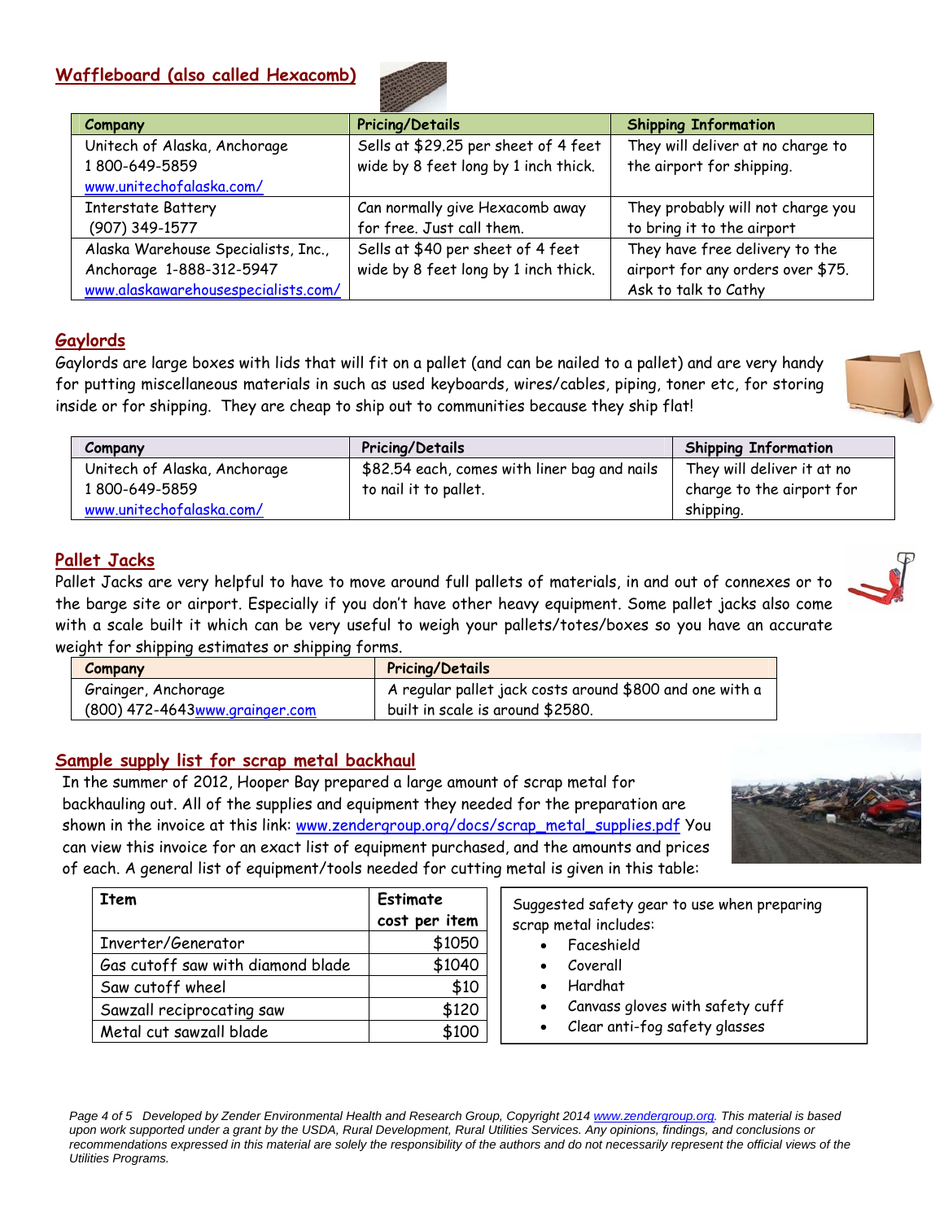## Waffleboard (also called Hexacomb)

| Company | Pricing/Details | Shipping Information |
|---|---|---|
| Unitech of Alaska, Anchorage<br>1 800-649-5859<br>www.unitechofalaska.com/ | Sells at $29.25 per sheet of 4 feet wide by 8 feet long by 1 inch thick. | They will deliver at no charge to the airport for shipping. |
| Interstate Battery<br>(907) 349-1577 | Can normally give Hexacomb away for free. Just call them. | They probably will not charge you to bring it to the airport |
| Alaska Warehouse Specialists, Inc., Anchorage 1-888-312-5947<br>www.alaskawarehousespecialists.com/ | Sells at $40 per sheet of 4 feet wide by 8 feet long by 1 inch thick. | They have free delivery to the airport for any orders over $75. Ask to talk to Cathy |

## Gaylords

Gaylords are large boxes with lids that will fit on a pallet (and can be nailed to a pallet) and are very handy for putting miscellaneous materials in such as used keyboards, wires/cables, piping, toner etc, for storing inside or for shipping. They are cheap to ship out to communities because they ship flat!

| Company | Pricing/Details | Shipping Information |
|---|---|---|
| Unitech of Alaska, Anchorage<br>1 800-649-5859<br>www.unitechofalaska.com/ | $82.54 each, comes with liner bag and nails to nail it to pallet. | They will deliver it at no charge to the airport for shipping. |

## Pallet Jacks

Pallet Jacks are very helpful to have to move around full pallets of materials, in and out of connexes or to the barge site or airport. Especially if you don't have other heavy equipment. Some pallet jacks also come with a scale built it which can be very useful to weigh your pallets/totes/boxes so you have an accurate weight for shipping estimates or shipping forms.

| Company | Pricing/Details |
|---|---|
| Grainger, Anchorage<br>(800) 472-4643www.grainger.com | A regular pallet jack costs around $800 and one with a built in scale is around $2580. |

## Sample supply list for scrap metal backhaul

In the summer of 2012, Hooper Bay prepared a large amount of scrap metal for backhauling out. All of the supplies and equipment they needed for the preparation are shown in the invoice at this link: www.zendergroup.org/docs/scrap_metal_supplies.pdf You can view this invoice for an exact list of equipment purchased, and the amounts and prices of each. A general list of equipment/tools needed for cutting metal is given in this table:

| Item | Estimate cost per item |
|---|---:|
| Inverter/Generator | $1050 |
| Gas cutoff saw with diamond blade | $1040 |
| Saw cutoff wheel | $10 |
| Sawzall reciprocating saw | $120 |
| Metal cut sawzall blade | $100 |

Suggested safety gear to use when preparing scrap metal includes:

- Faceshield
- Coverall
- Hardhat
- Canvass gloves with safety cuff
- Clear anti-fog safety glasses

*Developed by Zender Environmental Health and Research Group, Copyright 2014 www.zendergroup.org. This material is based upon work supported under a grant by the USDA, Rural Development, Rural Utilities Services. Any opinions, findings, and conclusions or recommendations expressed in this material are solely the responsibility of the authors and do not necessarily represent the official views of the Utilities Programs.*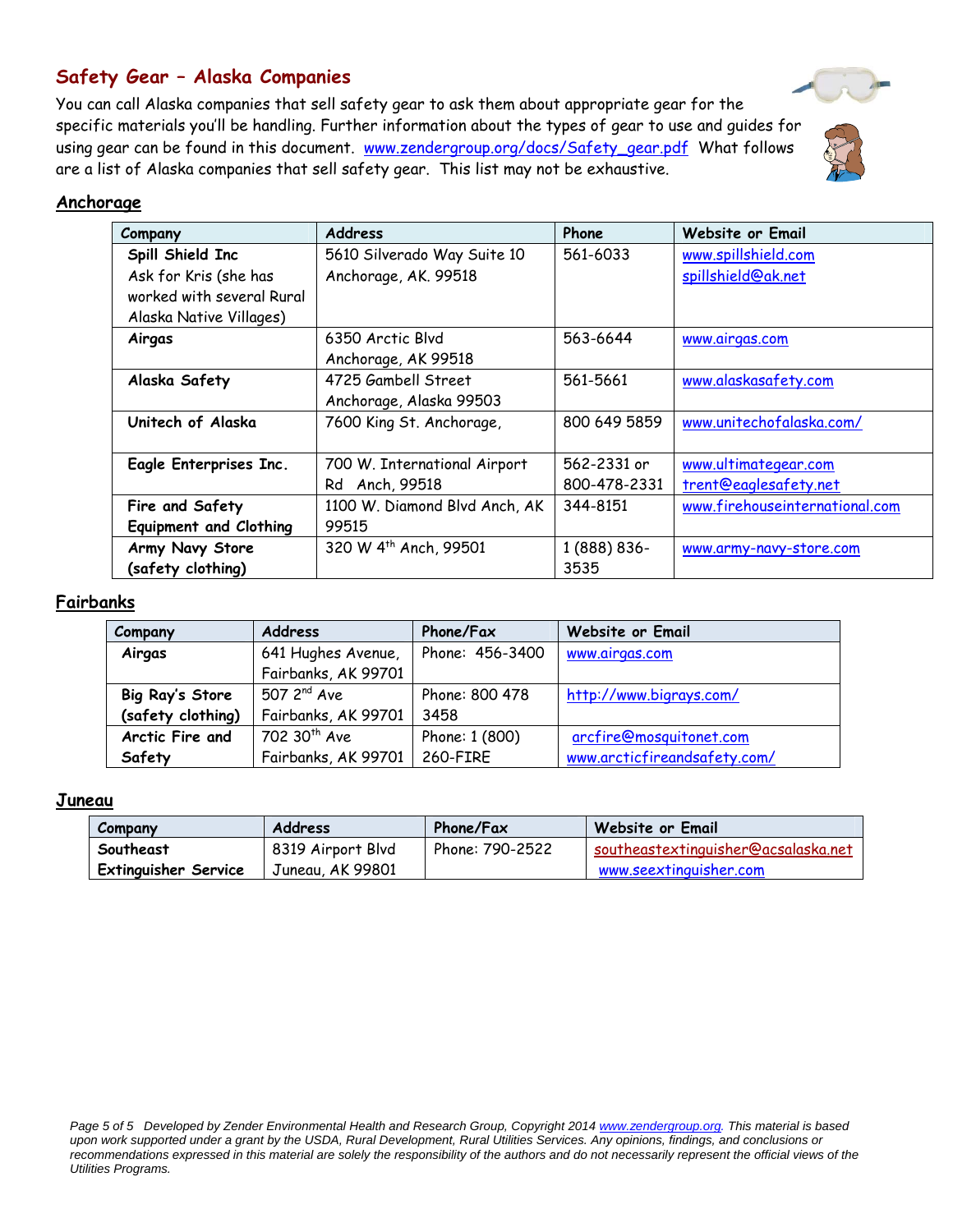## Safety Gear – Alaska Companies

You can call Alaska companies that sell safety gear to ask them about appropriate gear for the specific materials you'll be handling. Further information about the types of gear to use and guides for using gear can be found in this document. www.zendergroup.org/docs/Safety_gear.pdf What follows are a list of Alaska companies that sell safety gear. This list may not be exhaustive.

### Anchorage

| Company | Address | Phone | Website or Email |
|---|---|---|---|
| **Spill Shield Inc** Ask for Kris (she has worked with several Rural Alaska Native Villages) | 5610 Silverado Way Suite 10 Anchorage, AK. 99518 | 561-6033 | www.spillshield.com spillshield@ak.net |
| **Airgas** | 6350 Arctic Blvd Anchorage, AK 99518 | 563-6644 | www.airgas.com |
| **Alaska Safety** | 4725 Gambell Street Anchorage, Alaska 99503 | 561-5661 | www.alaskasafety.com |
| **Unitech of Alaska** | 7600 King St. Anchorage, | 800 649 5859 | www.unitechofalaska.com/ |
| **Eagle Enterprises Inc.** | 700 W. International Airport Rd Anch, 99518 | 562-2331 or 800-478-2331 | www.ultimategear.com trent@eaglesafety.net |
| **Fire and Safety Equipment and Clothing** | 1100 W. Diamond Blvd Anch, AK 99515 | 344-8151 | www.firehouseinternational.com |
| **Army Navy Store (safety clothing)** | 320 W 4th Anch, 99501 | 1 (888) 836-3535 | www.army-navy-store.com |

### Fairbanks

| Company | Address | Phone/Fax | Website or Email |
|---|---|---|---|
| **Airgas** | 641 Hughes Avenue, Fairbanks, AK 99701 | Phone: 456-3400 | www.airgas.com |
| **Big Ray's Store (safety clothing)** | 507 2nd Ave Fairbanks, AK 99701 | Phone: 800 478 3458 | http://www.bigrays.com/ |
| **Arctic Fire and Safety** | 702 30th Ave Fairbanks, AK 99701 | Phone: 1 (800) 260-FIRE | arcfire@mosquitonet.com www.arcticfireandsafety.com/ |

### Juneau

| Company | Address | Phone/Fax | Website or Email |
|---|---|---|---|
| **Southeast Extinguisher Service** | 8319 Airport Blvd Juneau, AK 99801 | Phone: 790-2522 | southeastextinguisher@acsalaska.net www.seextinguisher.com |

*Developed by Zender Environmental Health and Research Group, Copyright 2014 www.zendergroup.org. This material is based upon work supported under a grant by the USDA, Rural Development, Rural Utilities Services. Any opinions, findings, and conclusions or recommendations expressed in this material are solely the responsibility of the authors and do not necessarily represent the official views of the Utilities Programs.*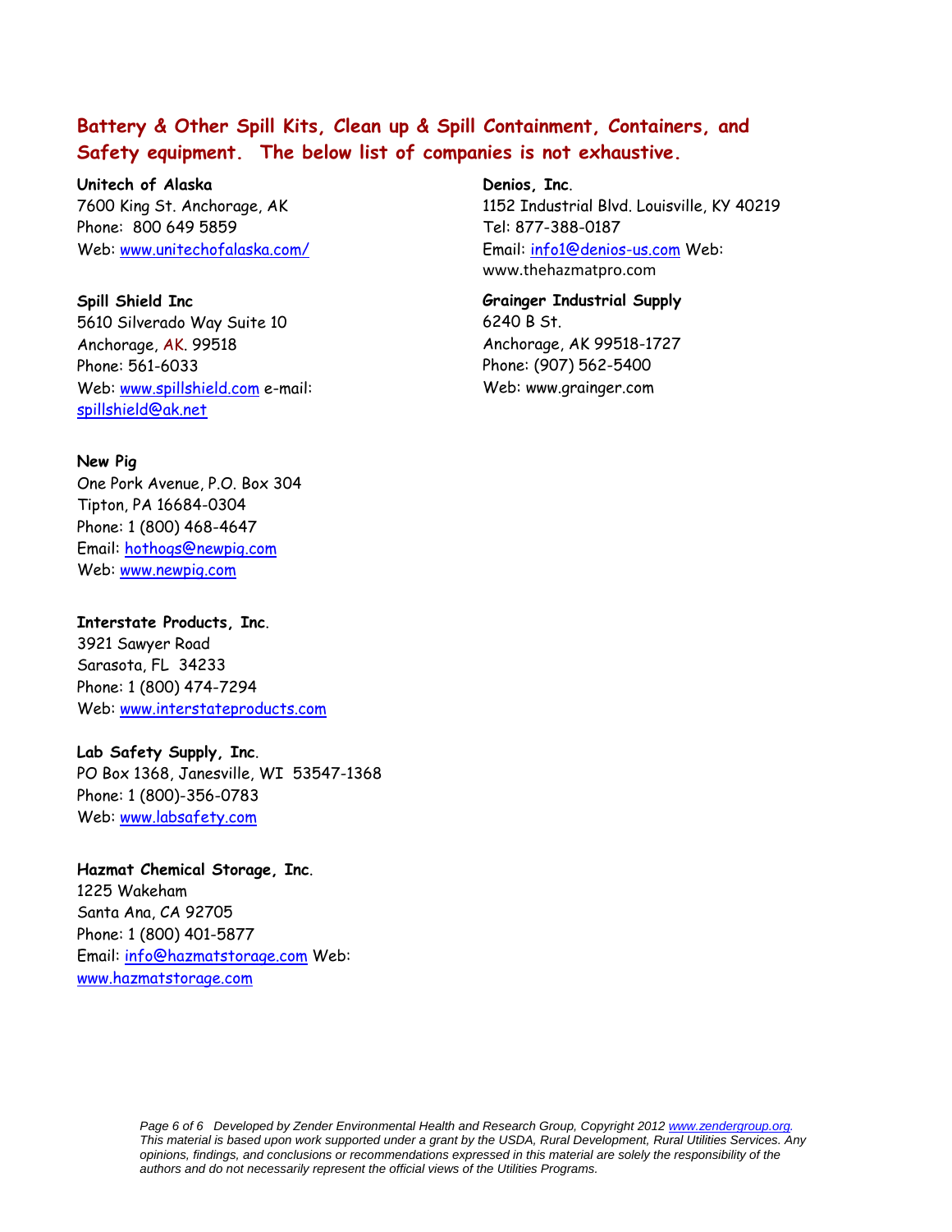## Battery & Other Spill Kits, Clean up & Spill Containment, Containers, and Safety equipment. The below list of companies is not exhaustive.

**Unitech of Alaska**
7600 King St. Anchorage, AK
Phone: 800 649 5859
Web: www.unitechofalaska.com/

**Spill Shield Inc**
5610 Silverado Way Suite 10
Anchorage, AK. 99518
Phone: 561-6033
Web: www.spillshield.com e-mail: spillshield@ak.net

**New Pig**
One Pork Avenue, P.O. Box 304
Tipton, PA 16684-0304
Phone: 1 (800) 468-4647
Email: hothogs@newpig.com
Web: www.newpig.com

**Interstate Products, Inc.**
3921 Sawyer Road
Sarasota, FL 34233
Phone: 1 (800) 474-7294
Web: www.interstateproducts.com

**Lab Safety Supply, Inc.**
PO Box 1368, Janesville, WI 53547-1368
Phone: 1 (800)-356-0783
Web: www.labsafety.com

**Hazmat Chemical Storage, Inc.**
1225 Wakeham
Santa Ana, CA 92705
Phone: 1 (800) 401-5877
Email: info@hazmatstorage.com Web: www.hazmatstorage.com

**Denios, Inc.**
1152 Industrial Blvd. Louisville, KY 40219
Tel: 877-388-0187
Email: info1@denios-us.com Web: www.thehazmatpro.com

**Grainger Industrial Supply**
6240 B St.
Anchorage, AK 99518-1727
Phone: (907) 562-5400
Web: www.grainger.com

*Developed by Zender Environmental Health and Research Group, Copyright 2012 www.zendergroup.org. This material is based upon work supported under a grant by the USDA, Rural Development, Rural Utilities Services. Any opinions, findings, and conclusions or recommendations expressed in this material are solely the responsibility of the authors and do not necessarily represent the official views of the Utilities Programs.*